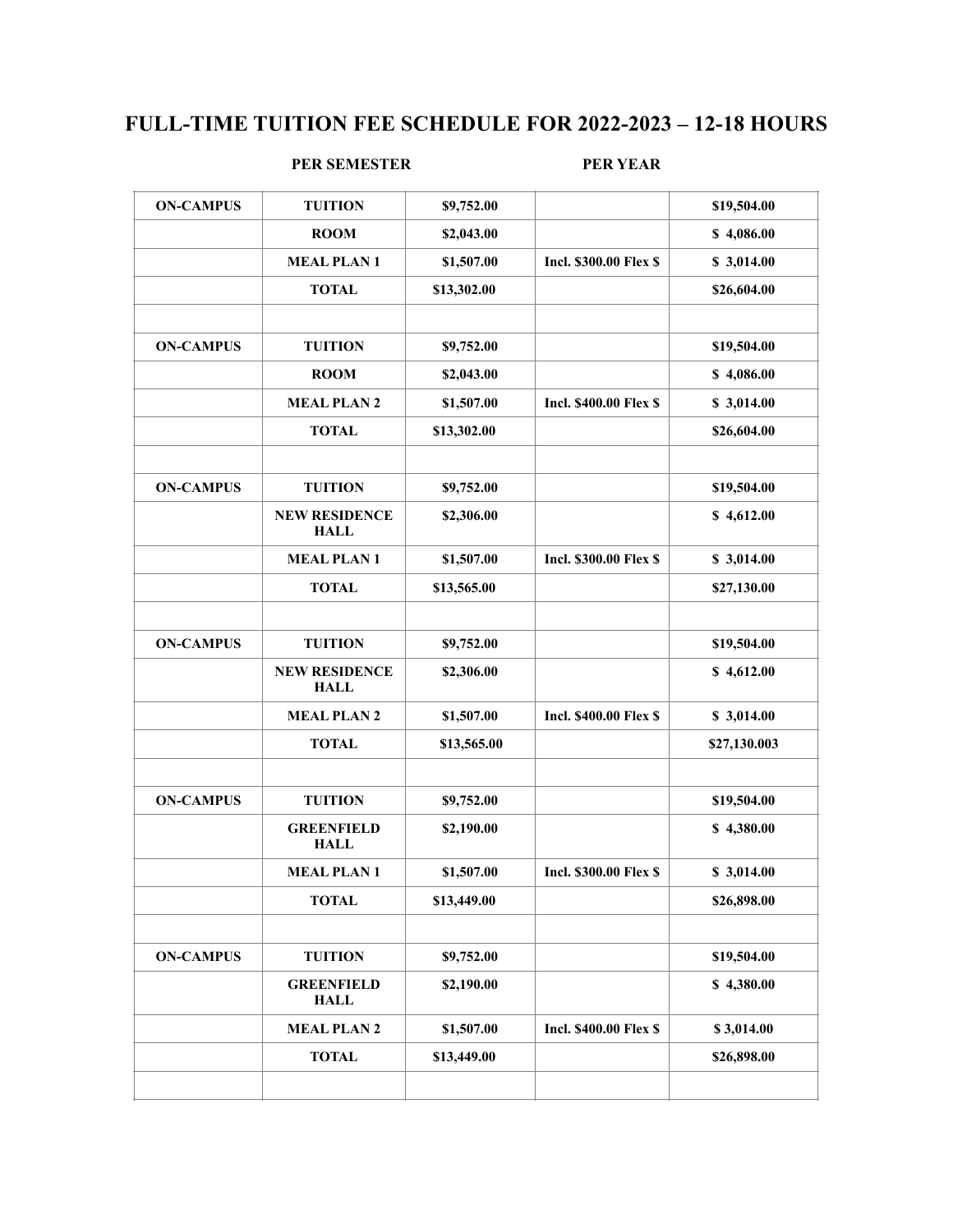# FULL-TIME TUITION FEE SCHEDULE FOR 2022-2023 – 12-18 HOURS

| | | PER SEMESTER | | PER YEAR |
|---|---|---|---|---|
| **ON-CAMPUS** | **TUITION** | **$9,752.00** | | **$19,504.00** |
| | **ROOM** | **$2,043.00** | | **$ 4,086.00** |
| | **MEAL PLAN 1** | **$1,507.00** | **Incl. $300.00 Flex $** | **$ 3,014.00** |
| | **TOTAL** | **$13,302.00** | | **$26,604.00** |
| | | | | |
| **ON-CAMPUS** | **TUITION** | **$9,752.00** | | **$19,504.00** |
| | **ROOM** | **$2,043.00** | | **$ 4,086.00** |
| | **MEAL PLAN 2** | **$1,507.00** | **Incl. $400.00 Flex $** | **$ 3,014.00** |
| | **TOTAL** | **$13,302.00** | | **$26,604.00** |
| | | | | |
| **ON-CAMPUS** | **TUITION** | **$9,752.00** | | **$19,504.00** |
| | **NEW RESIDENCE HALL** | **$2,306.00** | | **$ 4,612.00** |
| | **MEAL PLAN 1** | **$1,507.00** | **Incl. $300.00 Flex $** | **$ 3,014.00** |
| | **TOTAL** | **$13,565.00** | | **$27,130.00** |
| | | | | |
| **ON-CAMPUS** | **TUITION** | **$9,752.00** | | **$19,504.00** |
| | **NEW RESIDENCE HALL** | **$2,306.00** | | **$ 4,612.00** |
| | **MEAL PLAN 2** | **$1,507.00** | **Incl. $400.00 Flex $** | **$ 3,014.00** |
| | **TOTAL** | **$13,565.00** | | **$27,130.003** |
| | | | | |
| **ON-CAMPUS** | **TUITION** | **$9,752.00** | | **$19,504.00** |
| | **GREENFIELD HALL** | **$2,190.00** | | **$ 4,380.00** |
| | **MEAL PLAN 1** | **$1,507.00** | **Incl. $300.00 Flex $** | **$ 3,014.00** |
| | **TOTAL** | **$13,449.00** | | **$26,898.00** |
| | | | | |
| **ON-CAMPUS** | **TUITION** | **$9,752.00** | | **$19,504.00** |
| | **GREENFIELD HALL** | **$2,190.00** | | **$ 4,380.00** |
| | **MEAL PLAN 2** | **$1,507.00** | **Incl. $400.00 Flex $** | **$ 3,014.00** |
| | **TOTAL** | **$13,449.00** | | **$26,898.00** |
| | | | | |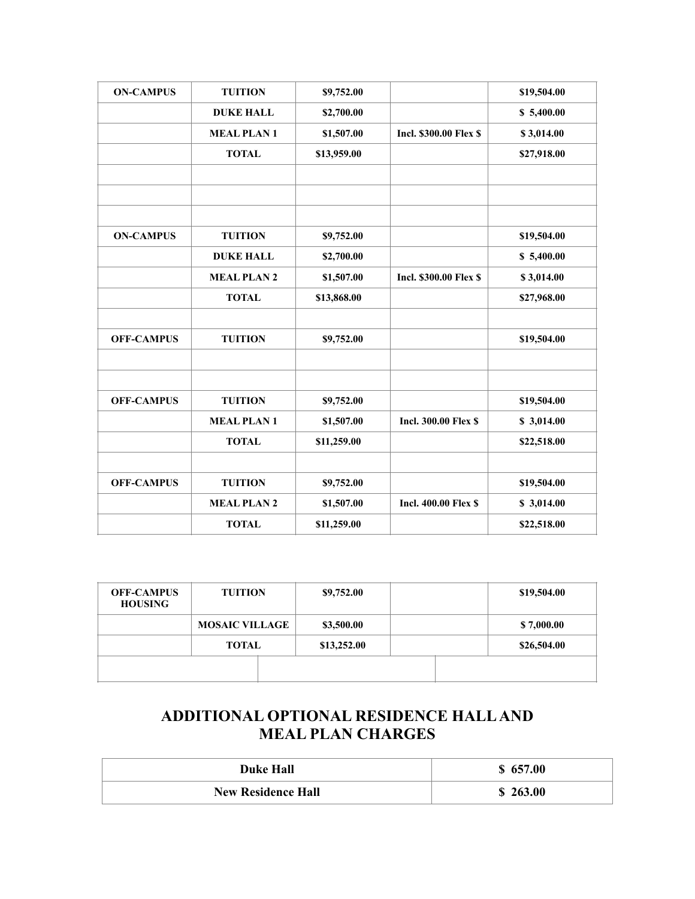| ON-CAMPUS | TUITION | $9,752.00 | | $19,504.00 |
|---|---|---|---|---|
| | DUKE HALL | $2,700.00 | | $ 5,400.00 |
| | MEAL PLAN 1 | $1,507.00 | Incl. $300.00 Flex $ | $ 3,014.00 |
| | TOTAL | $13,959.00 | | $27,918.00 |
| | | | | |
| | | | | |
| | | | | |
| ON-CAMPUS | TUITION | $9,752.00 | | $19,504.00 |
| | DUKE HALL | $2,700.00 | | $ 5,400.00 |
| | MEAL PLAN 2 | $1,507.00 | Incl. $300.00 Flex $ | $ 3,014.00 |
| | TOTAL | $13,868.00 | | $27,968.00 |
| | | | | |
| OFF-CAMPUS | TUITION | $9,752.00 | | $19,504.00 |
| | | | | |
| | | | | |
| OFF-CAMPUS | TUITION | $9,752.00 | | $19,504.00 |
| | MEAL PLAN 1 | $1,507.00 | Incl. 300.00 Flex $ | $ 3,014.00 |
| | TOTAL | $11,259.00 | | $22,518.00 |
| | | | | |
| OFF-CAMPUS | TUITION | $9,752.00 | | $19,504.00 |
| | MEAL PLAN 2 | $1,507.00 | Incl. 400.00 Flex $ | $ 3,014.00 |
| | TOTAL | $11,259.00 | | $22,518.00 |

| OFF-CAMPUS HOUSING | TUITION | $9,752.00 | | $19,504.00 |
|---|---|---|---|---|
| | MOSAIC VILLAGE | $3,500.00 | | $ 7,000.00 |
| | TOTAL | $13,252.00 | | $26,504.00 |
| | | | | |

## ADDITIONAL OPTIONAL RESIDENCE HALL AND MEAL PLAN CHARGES

| Duke Hall | $ 657.00 |
|---|---|
| New Residence Hall | $ 263.00 |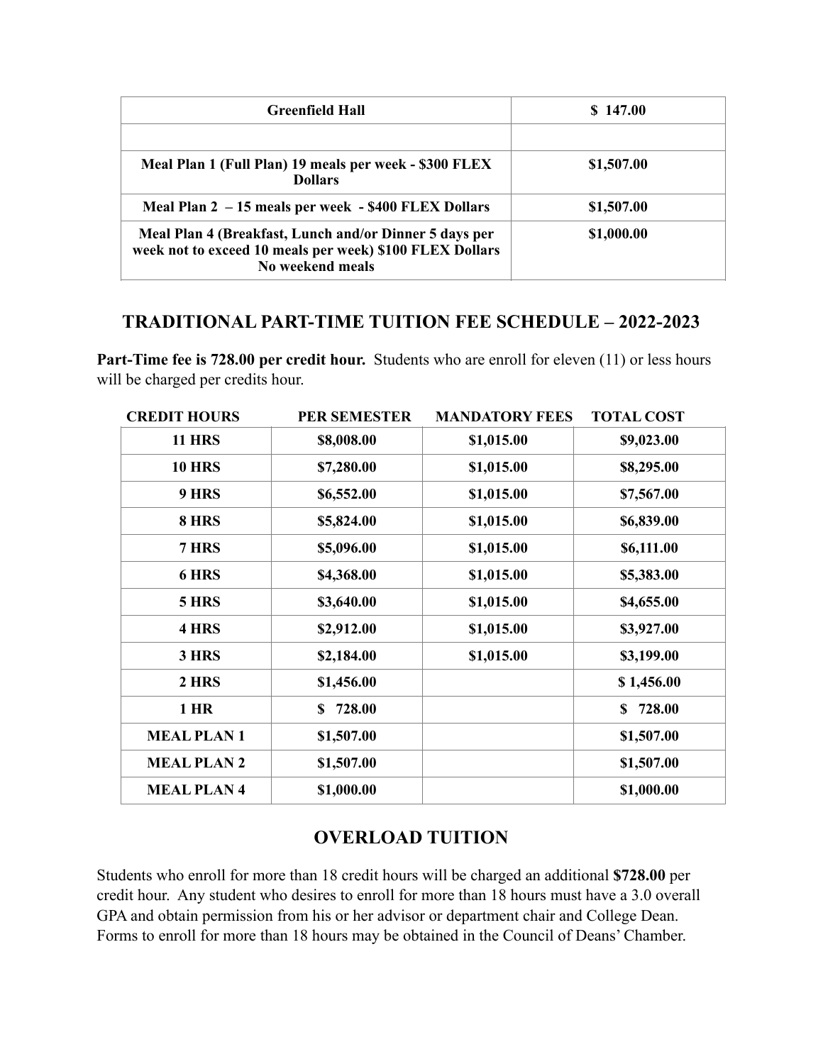| Greenfield Hall | $ 147.00 |
| --- | --- |
| | |
| **Meal Plan 1 (Full Plan) 19 meals per week - $300 FLEX Dollars** | **$1,507.00** |
| **Meal Plan 2 – 15 meals per week - $400 FLEX Dollars** | **$1,507.00** |
| **Meal Plan 4 (Breakfast, Lunch and/or Dinner 5 days per week not to exceed 10 meals per week) $100 FLEX Dollars No weekend meals** | **$1,000.00** |

## TRADITIONAL PART-TIME TUITION FEE SCHEDULE – 2022-2023

**Part-Time fee is 728.00 per credit hour.** Students who are enroll for eleven (11) or less hours will be charged per credits hour.

| CREDIT HOURS | PER SEMESTER | MANDATORY FEES | TOTAL COST |
| --- | --- | --- | --- |
| **11 HRS** | **$8,008.00** | **$1,015.00** | **$9,023.00** |
| **10 HRS** | **$7,280.00** | **$1,015.00** | **$8,295.00** |
| **9 HRS** | **$6,552.00** | **$1,015.00** | **$7,567.00** |
| **8 HRS** | **$5,824.00** | **$1,015.00** | **$6,839.00** |
| **7 HRS** | **$5,096.00** | **$1,015.00** | **$6,111.00** |
| **6 HRS** | **$4,368.00** | **$1,015.00** | **$5,383.00** |
| **5 HRS** | **$3,640.00** | **$1,015.00** | **$4,655.00** |
| **4 HRS** | **$2,912.00** | **$1,015.00** | **$3,927.00** |
| **3 HRS** | **$2,184.00** | **$1,015.00** | **$3,199.00** |
| **2 HRS** | **$1,456.00** | | **$ 1,456.00** |
| **1 HR** | **$ 728.00** | | **$ 728.00** |
| **MEAL PLAN 1** | **$1,507.00** | | **$1,507.00** |
| **MEAL PLAN 2** | **$1,507.00** | | **$1,507.00** |
| **MEAL PLAN 4** | **$1,000.00** | | **$1,000.00** |

## OVERLOAD TUITION

Students who enroll for more than 18 credit hours will be charged an additional **$728.00** per credit hour. Any student who desires to enroll for more than 18 hours must have a 3.0 overall GPA and obtain permission from his or her advisor or department chair and College Dean. Forms to enroll for more than 18 hours may be obtained in the Council of Deans' Chamber.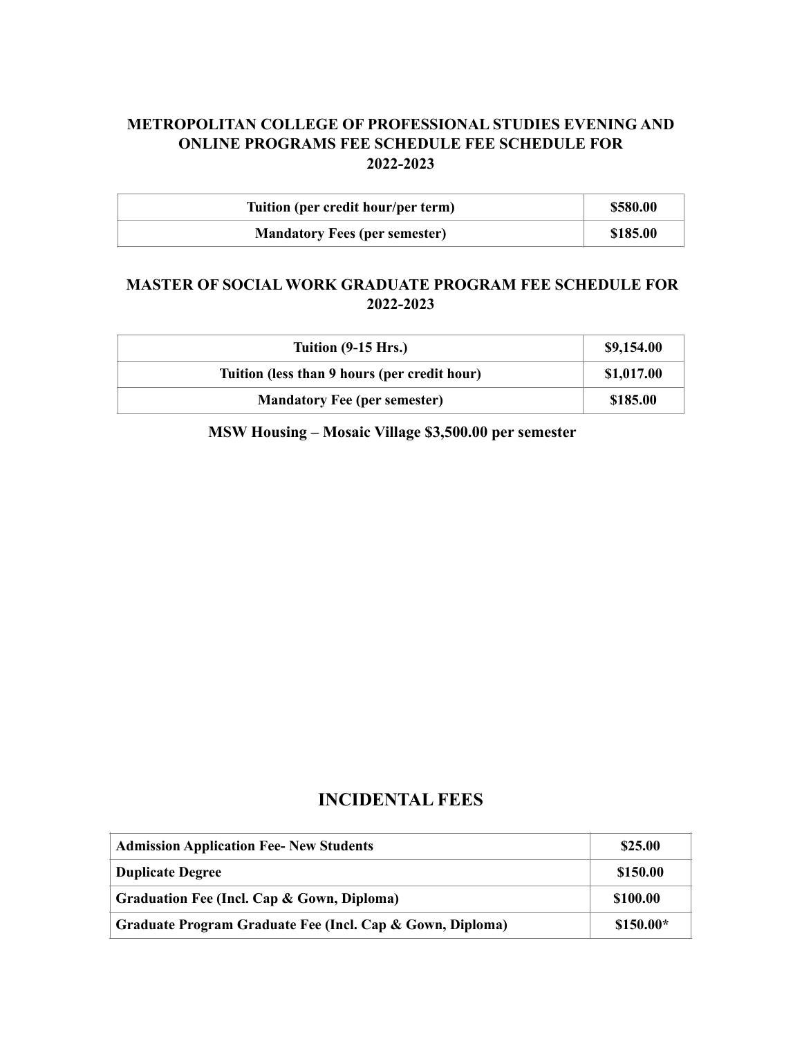## METROPOLITAN COLLEGE OF PROFESSIONAL STUDIES EVENING AND ONLINE PROGRAMS FEE SCHEDULE FEE SCHEDULE FOR 2022-2023

| Tuition (per credit hour/per term) | $580.00 |
|---|---|
| Mandatory Fees (per semester) | $185.00 |

## MASTER OF SOCIAL WORK GRADUATE PROGRAM FEE SCHEDULE FOR 2022-2023

| Tuition (9-15 Hrs.) | $9,154.00 |
|---|---|
| Tuition (less than 9 hours (per credit hour) | $1,017.00 |
| Mandatory Fee (per semester) | $185.00 |

**MSW Housing – Mosaic Village $3,500.00 per semester**

## INCIDENTAL FEES

| Admission Application Fee- New Students | $25.00 |
|---|---|
| Duplicate Degree | $150.00 |
| Graduation Fee (Incl. Cap & Gown, Diploma) | $100.00 |
| Graduate Program Graduate Fee (Incl. Cap & Gown, Diploma) | $150.00* |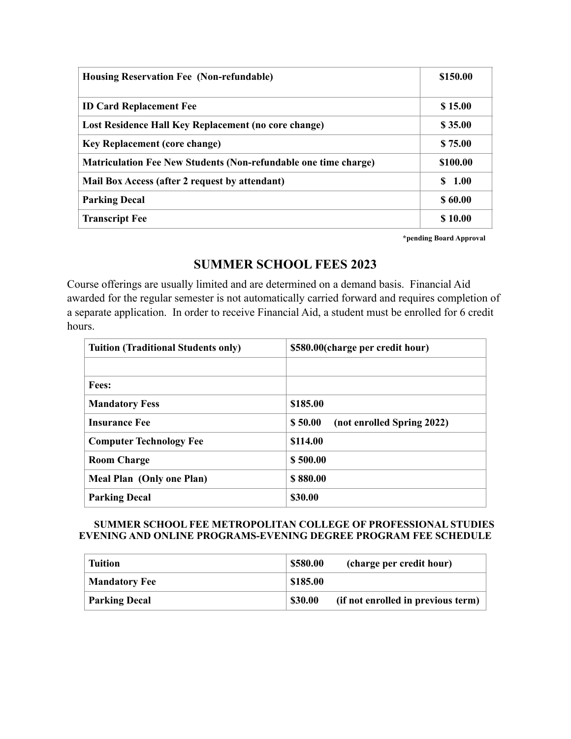| | |
|---|---|
| **Housing Reservation Fee (Non-refundable)** | **$150.00** |
| **ID Card Replacement Fee** | **$ 15.00** |
| **Lost Residence Hall Key Replacement (no core change)** | **$ 35.00** |
| **Key Replacement (core change)** | **$ 75.00** |
| **Matriculation Fee New Students (Non-refundable one time charge)** | **$100.00** |
| **Mail Box Access (after 2 request by attendant)** | **$ 1.00** |
| **Parking Decal** | **$ 60.00** |
| **Transcript Fee** | **$ 10.00** |

**\*pending Board Approval**

## SUMMER SCHOOL FEES 2023

Course offerings are usually limited and are determined on a demand basis. Financial Aid awarded for the regular semester is not automatically carried forward and requires completion of a separate application. In order to receive Financial Aid, a student must be enrolled for 6 credit hours.

| | |
|---|---|
| **Tuition (Traditional Students only)** | **$580.00(charge per credit hour)** |
| | |
| **Fees:** | |
| **Mandatory Fess** | **$185.00** |
| **Insurance Fee** | **$ 50.00 (not enrolled Spring 2022)** |
| **Computer Technology Fee** | **$114.00** |
| **Room Charge** | **$ 500.00** |
| **Meal Plan (Only one Plan)** | **$ 880.00** |
| **Parking Decal** | **$30.00** |

### SUMMER SCHOOL FEE METROPOLITAN COLLEGE OF PROFESSIONAL STUDIES EVENING AND ONLINE PROGRAMS-EVENING DEGREE PROGRAM FEE SCHEDULE

| | |
|---|---|
| **Tuition** | **$580.00 (charge per credit hour)** |
| **Mandatory Fee** | **$185.00** |
| **Parking Decal** | **$30.00 (if not enrolled in previous term)** |